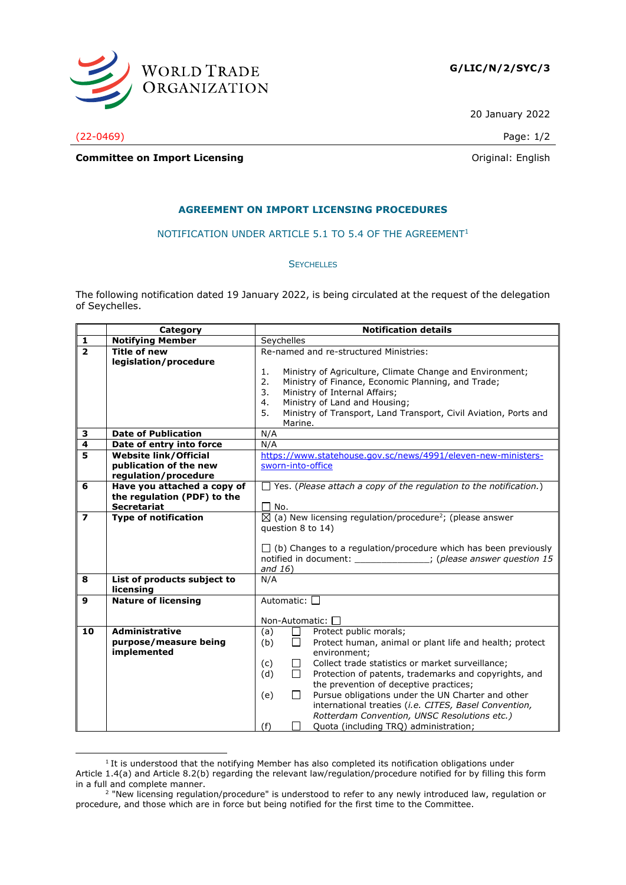WORLD TRADE ORGANIZATION

G/LIC/N/2/SYC/3

20 January 2022

(22-0469)

**Committee on Import Licensing**

Original: English

## AGREEMENT ON IMPORT LICENSING PROCEDURES

NOTIFICATION UNDER ARTICLE 5.1 TO 5.4 OF THE AGREEMENT[1]

SEYCHELLES

The following notification dated 19 January 2022, is being circulated at the request of the delegation of Seychelles.

| | Category | Notification details |
|---|---|---|
| **1** | **Notifying Member** | Seychelles |
| **2** | **Title of new legislation/procedure** | Re-named and re-structured Ministries:<br><br>1. Ministry of Agriculture, Climate Change and Environment;<br>2. Ministry of Finance, Economic Planning, and Trade;<br>3. Ministry of Internal Affairs;<br>4. Ministry of Land and Housing;<br>5. Ministry of Transport, Land Transport, Civil Aviation, Ports and Marine. |
| **3** | **Date of Publication** | N/A |
| **4** | **Date of entry into force** | N/A |
| **5** | **Website link/Official publication of the new regulation/procedure** | https://www.statehouse.gov.sc/news/4991/eleven-new-ministers-sworn-into-office |
| **6** | **Have you attached a copy of the regulation (PDF) to the Secretariat** | ☐ Yes. (*Please attach a copy of the regulation to the notification.*)<br><br>☐ No. |
| **7** | **Type of notification** | ☒ (a) New licensing regulation/procedure[2]; (please answer question 8 to 14)<br><br>☐ (b) Changes to a regulation/procedure which has been previously notified in document: ______________; (*please answer question 15 and 16*) |
| **8** | **List of products subject to licensing** | N/A |
| **9** | **Nature of licensing** | Automatic: ☐<br><br>Non-Automatic: ☐ |
| **10** | **Administrative purpose/measure being implemented** | (a) ☐ Protect public morals;<br>(b) ☐ Protect human, animal or plant life and health; protect environment;<br>(c) ☐ Collect trade statistics or market surveillance;<br>(d) ☐ Protection of patents, trademarks and copyrights, and the prevention of deceptive practices;<br>(e) ☐ Pursue obligations under the UN Charter and other international treaties (*i.e. CITES, Basel Convention, Rotterdam Convention, UNSC Resolutions etc.)*<br>(f) ☐ Quota (including TRQ) administration; |

[1] It is understood that the notifying Member has also completed its notification obligations under Article 1.4(a) and Article 8.2(b) regarding the relevant law/regulation/procedure notified for by filling this form in a full and complete manner.

[2] "New licensing regulation/procedure" is understood to refer to any newly introduced law, regulation or procedure, and those which are in force but being notified for the first time to the Committee.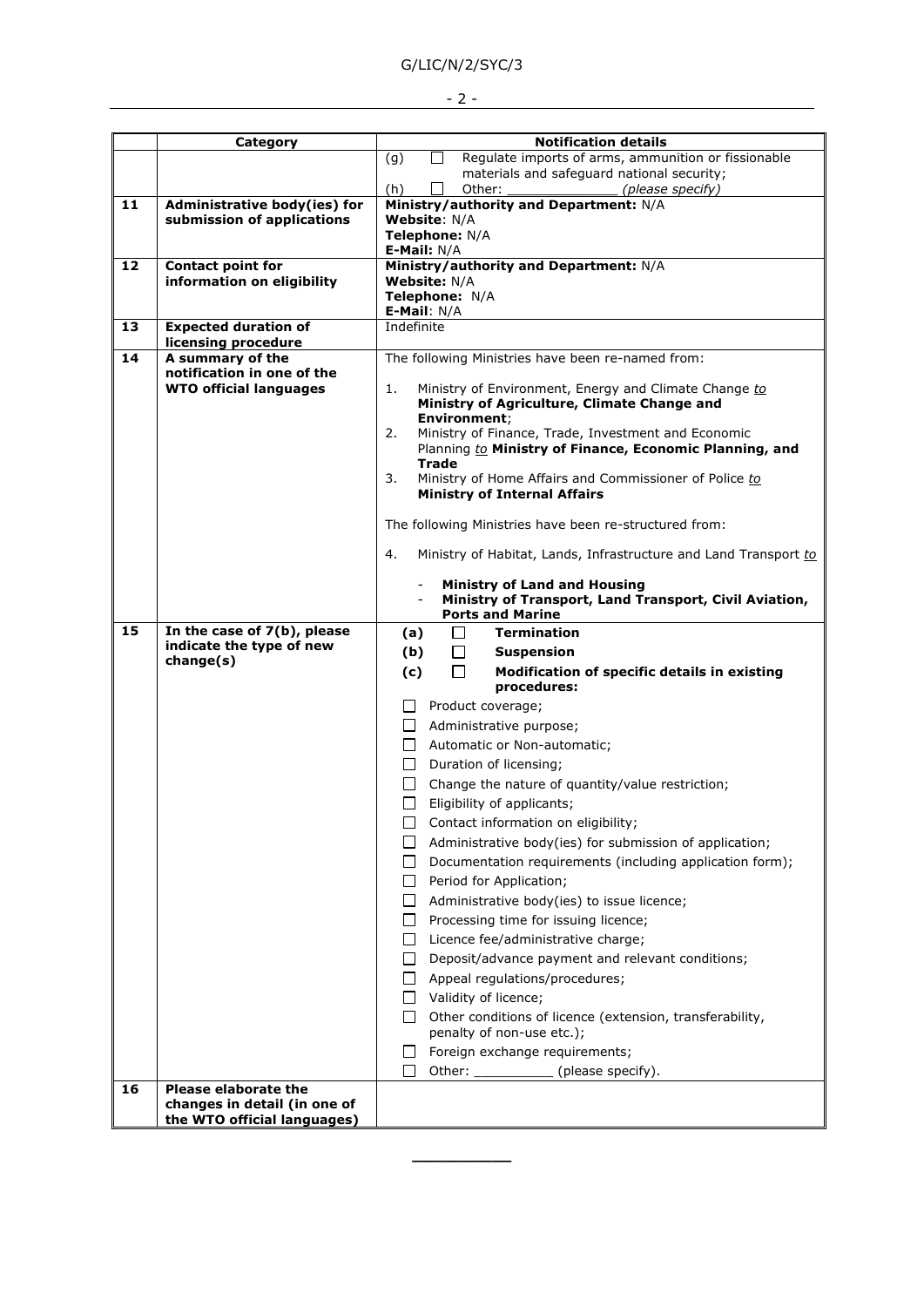| | Category | Notification details |
| --- | --- | --- |
| | | (g) ☐ Regulate imports of arms, ammunition or fissionable materials and safeguard national security;<br>(h) ☐ Other: ______________ *(please specify)* |
| **11** | **Administrative body(ies) for submission of applications** | **Ministry/authority and Department:** N/A<br>**Website**: N/A<br>**Telephone:** N/A<br>**E-Mail:** N/A |
| **12** | **Contact point for information on eligibility** | **Ministry/authority and Department:** N/A<br>**Website:** N/A<br>**Telephone:** N/A<br>**E-Mail**: N/A |
| **13** | **Expected duration of licensing procedure** | Indefinite |
| **14** | **A summary of the notification in one of the WTO official languages** | The following Ministries have been re-named from:<br><br>1. Ministry of Environment, Energy and Climate Change *to* **Ministry of Agriculture, Climate Change and Environment**;<br>2. Ministry of Finance, Trade, Investment and Economic Planning *to* **Ministry of Finance, Economic Planning, and Trade**<br>3. Ministry of Home Affairs and Commissioner of Police *to* **Ministry of Internal Affairs**<br><br>The following Ministries have been re-structured from:<br><br>4. Ministry of Habitat, Lands, Infrastructure and Land Transport *to*<br><br>- **Ministry of Land and Housing**<br>- **Ministry of Transport, Land Transport, Civil Aviation, Ports and Marine** |
| **15** | **In the case of 7(b), please indicate the type of new change(s)** | **(a)** ☐ **Termination**<br>**(b)** ☐ **Suspension**<br>**(c)** ☐ **Modification of specific details in existing procedures:**<br>☐ Product coverage;<br>☐ Administrative purpose;<br>☐ Automatic or Non-automatic;<br>☐ Duration of licensing;<br>☐ Change the nature of quantity/value restriction;<br>☐ Eligibility of applicants;<br>☐ Contact information on eligibility;<br>☐ Administrative body(ies) for submission of application;<br>☐ Documentation requirements (including application form);<br>☐ Period for Application;<br>☐ Administrative body(ies) to issue licence;<br>☐ Processing time for issuing licence;<br>☐ Licence fee/administrative charge;<br>☐ Deposit/advance payment and relevant conditions;<br>☐ Appeal regulations/procedures;<br>☐ Validity of licence;<br>☐ Other conditions of licence (extension, transferability, penalty of non-use etc.);<br>☐ Foreign exchange requirements;<br>☐ Other: __________ (please specify). |
| **16** | **Please elaborate the changes in detail (in one of the WTO official languages)** | |

__________